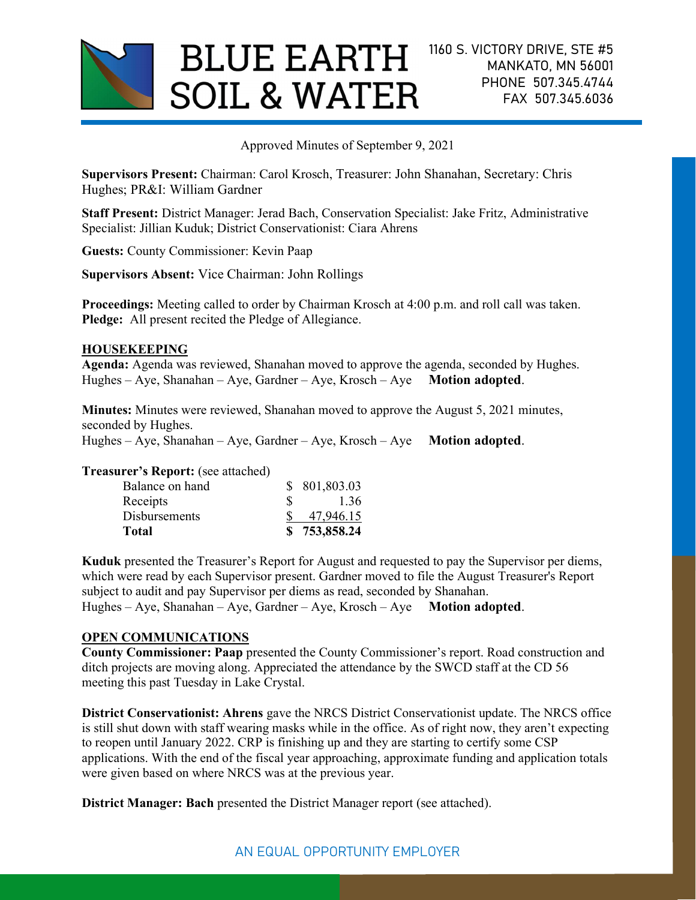# BLUE EARTH SOIL & WATER

1160 S. VICTORY DRIVE, STE #5
MANKATO, MN 56001
PHONE 507.345.4744
FAX 507.345.6036

Approved Minutes of September 9, 2021

**Supervisors Present:** Chairman: Carol Krosch, Treasurer: John Shanahan, Secretary: Chris Hughes; PR&I: William Gardner

**Staff Present:** District Manager: Jerad Bach, Conservation Specialist: Jake Fritz, Administrative Specialist: Jillian Kuduk; District Conservationist: Ciara Ahrens

**Guests:** County Commissioner: Kevin Paap

**Supervisors Absent:** Vice Chairman: John Rollings

**Proceedings:** Meeting called to order by Chairman Krosch at 4:00 p.m. and roll call was taken.
**Pledge:** All present recited the Pledge of Allegiance.

## HOUSEKEEPING

**Agenda:** Agenda was reviewed, Shanahan moved to approve the agenda, seconded by Hughes.
Hughes – Aye, Shanahan – Aye, Gardner – Aye, Krosch – Aye **Motion adopted**.

**Minutes:** Minutes were reviewed, Shanahan moved to approve the August 5, 2021 minutes, seconded by Hughes.
Hughes – Aye, Shanahan – Aye, Gardner – Aye, Krosch – Aye **Motion adopted**.

**Treasurer's Report:** (see attached)

| | |
|---|---|
| Balance on hand | $ 801,803.03 |
| Receipts | $ 1.36 |
| Disbursements | $ 47,946.15 |
| **Total** | **$ 753,858.24** |

**Kuduk** presented the Treasurer's Report for August and requested to pay the Supervisor per diems, which were read by each Supervisor present. Gardner moved to file the August Treasurer's Report subject to audit and pay Supervisor per diems as read, seconded by Shanahan.
Hughes – Aye, Shanahan – Aye, Gardner – Aye, Krosch – Aye **Motion adopted**.

## OPEN COMMUNICATIONS

**County Commissioner: Paap** presented the County Commissioner's report. Road construction and ditch projects are moving along. Appreciated the attendance by the SWCD staff at the CD 56 meeting this past Tuesday in Lake Crystal.

**District Conservationist: Ahrens** gave the NRCS District Conservationist update. The NRCS office is still shut down with staff wearing masks while in the office. As of right now, they aren't expecting to reopen until January 2022. CRP is finishing up and they are starting to certify some CSP applications. With the end of the fiscal year approaching, approximate funding and application totals were given based on where NRCS was at the previous year.

**District Manager: Bach** presented the District Manager report (see attached).

AN EQUAL OPPORTUNITY EMPLOYER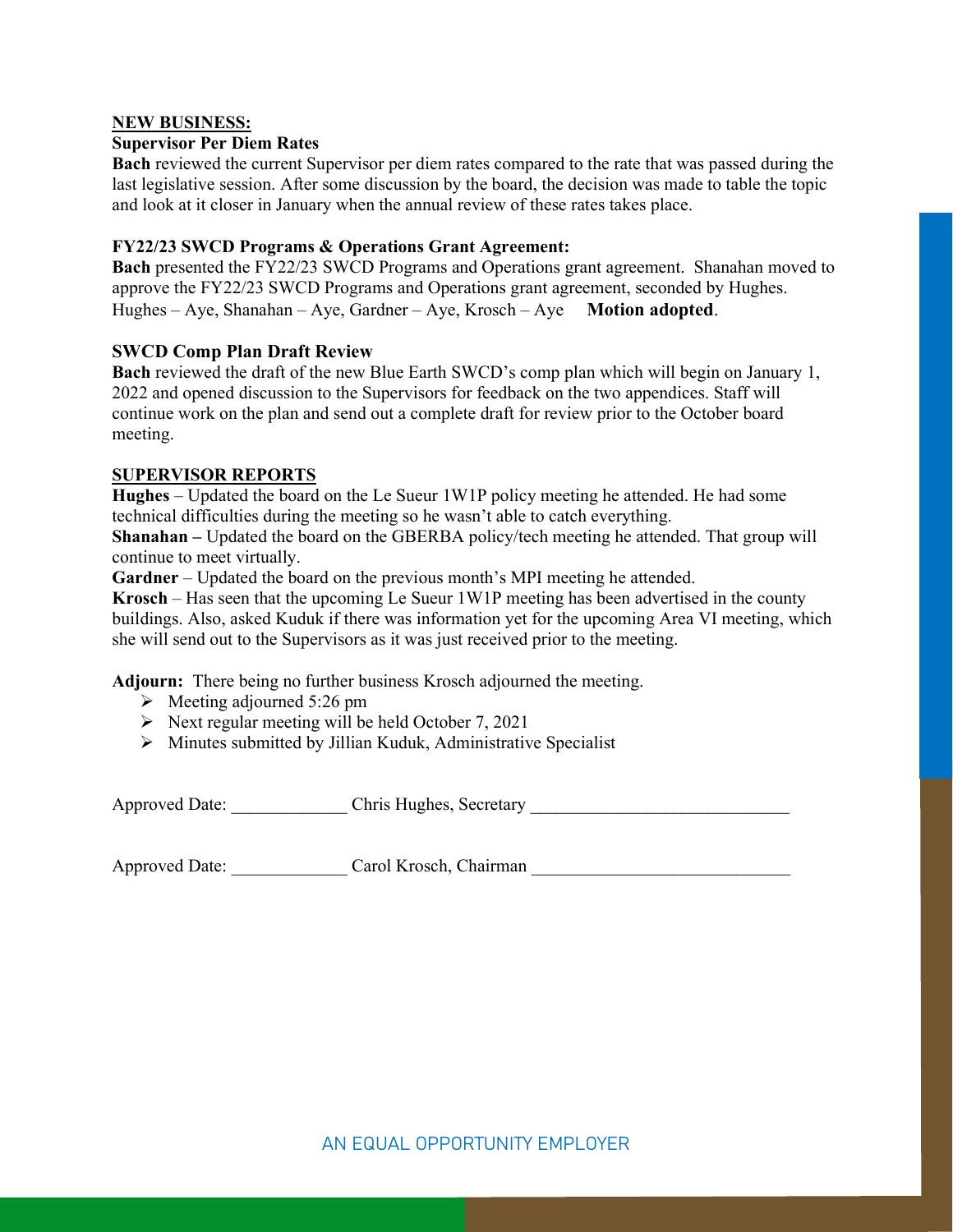## NEW BUSINESS:

**Supervisor Per Diem Rates**

**Bach** reviewed the current Supervisor per diem rates compared to the rate that was passed during the last legislative session. After some discussion by the board, the decision was made to table the topic and look at it closer in January when the annual review of these rates takes place.

**FY22/23 SWCD Programs & Operations Grant Agreement:**

**Bach** presented the FY22/23 SWCD Programs and Operations grant agreement. Shanahan moved to approve the FY22/23 SWCD Programs and Operations grant agreement, seconded by Hughes. Hughes – Aye, Shanahan – Aye, Gardner – Aye, Krosch – Aye **Motion adopted**.

**SWCD Comp Plan Draft Review**

**Bach** reviewed the draft of the new Blue Earth SWCD's comp plan which will begin on January 1, 2022 and opened discussion to the Supervisors for feedback on the two appendices. Staff will continue work on the plan and send out a complete draft for review prior to the October board meeting.

## SUPERVISOR REPORTS

**Hughes** – Updated the board on the Le Sueur 1W1P policy meeting he attended. He had some technical difficulties during the meeting so he wasn't able to catch everything.

**Shanahan –** Updated the board on the GBERBA policy/tech meeting he attended. That group will continue to meet virtually.

**Gardner** – Updated the board on the previous month's MPI meeting he attended.

**Krosch** – Has seen that the upcoming Le Sueur 1W1P meeting has been advertised in the county buildings. Also, asked Kuduk if there was information yet for the upcoming Area VI meeting, which she will send out to the Supervisors as it was just received prior to the meeting.

**Adjourn:** There being no further business Krosch adjourned the meeting.

- Meeting adjourned 5:26 pm
- Next regular meeting will be held October 7, 2021
- Minutes submitted by Jillian Kuduk, Administrative Specialist

Approved Date: _____________ Chris Hughes, Secretary _____________________________

Approved Date: _____________ Carol Krosch, Chairman _____________________________

AN EQUAL OPPORTUNITY EMPLOYER